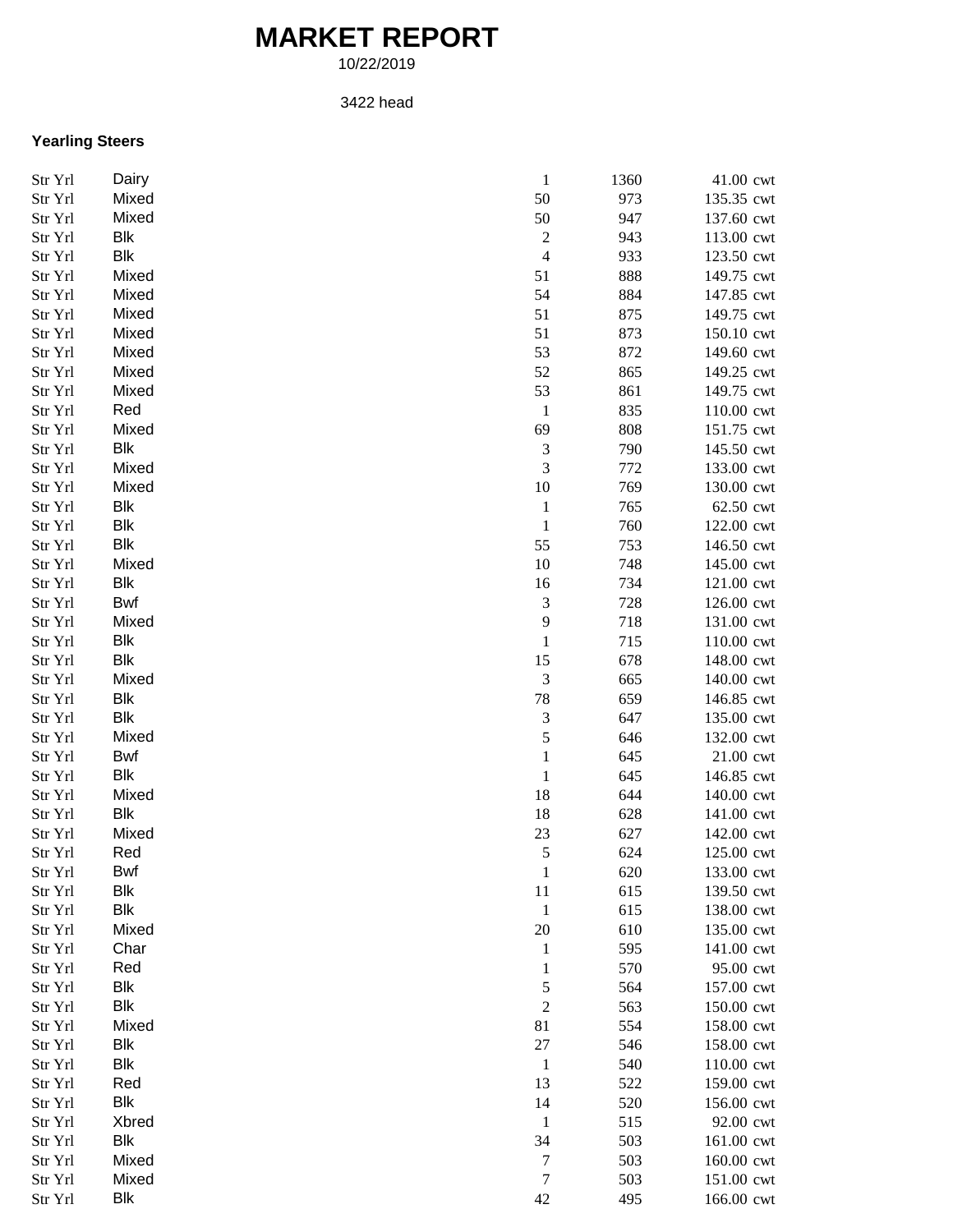# MARKET REPORT

10/22/2019

3422 head

**Yearling Steers**

| | | | | |
|---|---|---|---|---|
| Str Yrl | Dairy | 1 | 1360 | 41.00 cwt |
| Str Yrl | Mixed | 50 | 973 | 135.35 cwt |
| Str Yrl | Mixed | 50 | 947 | 137.60 cwt |
| Str Yrl | Blk | 2 | 943 | 113.00 cwt |
| Str Yrl | Blk | 4 | 933 | 123.50 cwt |
| Str Yrl | Mixed | 51 | 888 | 149.75 cwt |
| Str Yrl | Mixed | 54 | 884 | 147.85 cwt |
| Str Yrl | Mixed | 51 | 875 | 149.75 cwt |
| Str Yrl | Mixed | 51 | 873 | 150.10 cwt |
| Str Yrl | Mixed | 53 | 872 | 149.60 cwt |
| Str Yrl | Mixed | 52 | 865 | 149.25 cwt |
| Str Yrl | Mixed | 53 | 861 | 149.75 cwt |
| Str Yrl | Red | 1 | 835 | 110.00 cwt |
| Str Yrl | Mixed | 69 | 808 | 151.75 cwt |
| Str Yrl | Blk | 3 | 790 | 145.50 cwt |
| Str Yrl | Mixed | 3 | 772 | 133.00 cwt |
| Str Yrl | Mixed | 10 | 769 | 130.00 cwt |
| Str Yrl | Blk | 1 | 765 | 62.50 cwt |
| Str Yrl | Blk | 1 | 760 | 122.00 cwt |
| Str Yrl | Blk | 55 | 753 | 146.50 cwt |
| Str Yrl | Mixed | 10 | 748 | 145.00 cwt |
| Str Yrl | Blk | 16 | 734 | 121.00 cwt |
| Str Yrl | Bwf | 3 | 728 | 126.00 cwt |
| Str Yrl | Mixed | 9 | 718 | 131.00 cwt |
| Str Yrl | Blk | 1 | 715 | 110.00 cwt |
| Str Yrl | Blk | 15 | 678 | 148.00 cwt |
| Str Yrl | Mixed | 3 | 665 | 140.00 cwt |
| Str Yrl | Blk | 78 | 659 | 146.85 cwt |
| Str Yrl | Blk | 3 | 647 | 135.00 cwt |
| Str Yrl | Mixed | 5 | 646 | 132.00 cwt |
| Str Yrl | Bwf | 1 | 645 | 21.00 cwt |
| Str Yrl | Blk | 1 | 645 | 146.85 cwt |
| Str Yrl | Mixed | 18 | 644 | 140.00 cwt |
| Str Yrl | Blk | 18 | 628 | 141.00 cwt |
| Str Yrl | Mixed | 23 | 627 | 142.00 cwt |
| Str Yrl | Red | 5 | 624 | 125.00 cwt |
| Str Yrl | Bwf | 1 | 620 | 133.00 cwt |
| Str Yrl | Blk | 11 | 615 | 139.50 cwt |
| Str Yrl | Blk | 1 | 615 | 138.00 cwt |
| Str Yrl | Mixed | 20 | 610 | 135.00 cwt |
| Str Yrl | Char | 1 | 595 | 141.00 cwt |
| Str Yrl | Red | 1 | 570 | 95.00 cwt |
| Str Yrl | Blk | 5 | 564 | 157.00 cwt |
| Str Yrl | Blk | 2 | 563 | 150.00 cwt |
| Str Yrl | Mixed | 81 | 554 | 158.00 cwt |
| Str Yrl | Blk | 27 | 546 | 158.00 cwt |
| Str Yrl | Blk | 1 | 540 | 110.00 cwt |
| Str Yrl | Red | 13 | 522 | 159.00 cwt |
| Str Yrl | Blk | 14 | 520 | 156.00 cwt |
| Str Yrl | Xbred | 1 | 515 | 92.00 cwt |
| Str Yrl | Blk | 34 | 503 | 161.00 cwt |
| Str Yrl | Mixed | 7 | 503 | 160.00 cwt |
| Str Yrl | Mixed | 7 | 503 | 151.00 cwt |
| Str Yrl | Blk | 42 | 495 | 166.00 cwt |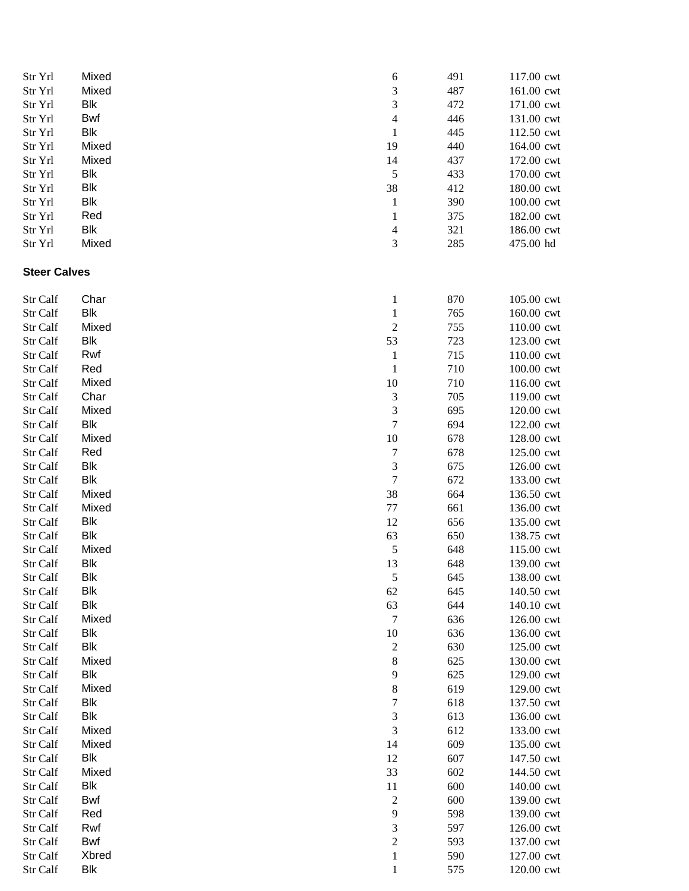| | | | | | |
|---|---|---|---|---|---|
| Str Yrl | Mixed | 6 | 491 | 117.00 | cwt |
| Str Yrl | Mixed | 3 | 487 | 161.00 | cwt |
| Str Yrl | Blk | 3 | 472 | 171.00 | cwt |
| Str Yrl | Bwf | 4 | 446 | 131.00 | cwt |
| Str Yrl | Blk | 1 | 445 | 112.50 | cwt |
| Str Yrl | Mixed | 19 | 440 | 164.00 | cwt |
| Str Yrl | Mixed | 14 | 437 | 172.00 | cwt |
| Str Yrl | Blk | 5 | 433 | 170.00 | cwt |
| Str Yrl | Blk | 38 | 412 | 180.00 | cwt |
| Str Yrl | Blk | 1 | 390 | 100.00 | cwt |
| Str Yrl | Red | 1 | 375 | 182.00 | cwt |
| Str Yrl | Blk | 4 | 321 | 186.00 | cwt |
| Str Yrl | Mixed | 3 | 285 | 475.00 | hd |

**Steer Calves**

| | | | | | |
|---|---|---|---|---|---|
| Str Calf | Char | 1 | 870 | 105.00 | cwt |
| Str Calf | Blk | 1 | 765 | 160.00 | cwt |
| Str Calf | Mixed | 2 | 755 | 110.00 | cwt |
| Str Calf | Blk | 53 | 723 | 123.00 | cwt |
| Str Calf | Rwf | 1 | 715 | 110.00 | cwt |
| Str Calf | Red | 1 | 710 | 100.00 | cwt |
| Str Calf | Mixed | 10 | 710 | 116.00 | cwt |
| Str Calf | Char | 3 | 705 | 119.00 | cwt |
| Str Calf | Mixed | 3 | 695 | 120.00 | cwt |
| Str Calf | Blk | 7 | 694 | 122.00 | cwt |
| Str Calf | Mixed | 10 | 678 | 128.00 | cwt |
| Str Calf | Red | 7 | 678 | 125.00 | cwt |
| Str Calf | Blk | 3 | 675 | 126.00 | cwt |
| Str Calf | Blk | 7 | 672 | 133.00 | cwt |
| Str Calf | Mixed | 38 | 664 | 136.50 | cwt |
| Str Calf | Mixed | 77 | 661 | 136.00 | cwt |
| Str Calf | Blk | 12 | 656 | 135.00 | cwt |
| Str Calf | Blk | 63 | 650 | 138.75 | cwt |
| Str Calf | Mixed | 5 | 648 | 115.00 | cwt |
| Str Calf | Blk | 13 | 648 | 139.00 | cwt |
| Str Calf | Blk | 5 | 645 | 138.00 | cwt |
| Str Calf | Blk | 62 | 645 | 140.50 | cwt |
| Str Calf | Blk | 63 | 644 | 140.10 | cwt |
| Str Calf | Mixed | 7 | 636 | 126.00 | cwt |
| Str Calf | Blk | 10 | 636 | 136.00 | cwt |
| Str Calf | Blk | 2 | 630 | 125.00 | cwt |
| Str Calf | Mixed | 8 | 625 | 130.00 | cwt |
| Str Calf | Blk | 9 | 625 | 129.00 | cwt |
| Str Calf | Mixed | 8 | 619 | 129.00 | cwt |
| Str Calf | Blk | 7 | 618 | 137.50 | cwt |
| Str Calf | Blk | 3 | 613 | 136.00 | cwt |
| Str Calf | Mixed | 3 | 612 | 133.00 | cwt |
| Str Calf | Mixed | 14 | 609 | 135.00 | cwt |
| Str Calf | Blk | 12 | 607 | 147.50 | cwt |
| Str Calf | Mixed | 33 | 602 | 144.50 | cwt |
| Str Calf | Blk | 11 | 600 | 140.00 | cwt |
| Str Calf | Bwf | 2 | 600 | 139.00 | cwt |
| Str Calf | Red | 9 | 598 | 139.00 | cwt |
| Str Calf | Rwf | 3 | 597 | 126.00 | cwt |
| Str Calf | Bwf | 2 | 593 | 137.00 | cwt |
| Str Calf | Xbred | 1 | 590 | 127.00 | cwt |
| Str Calf | Blk | 1 | 575 | 120.00 | cwt |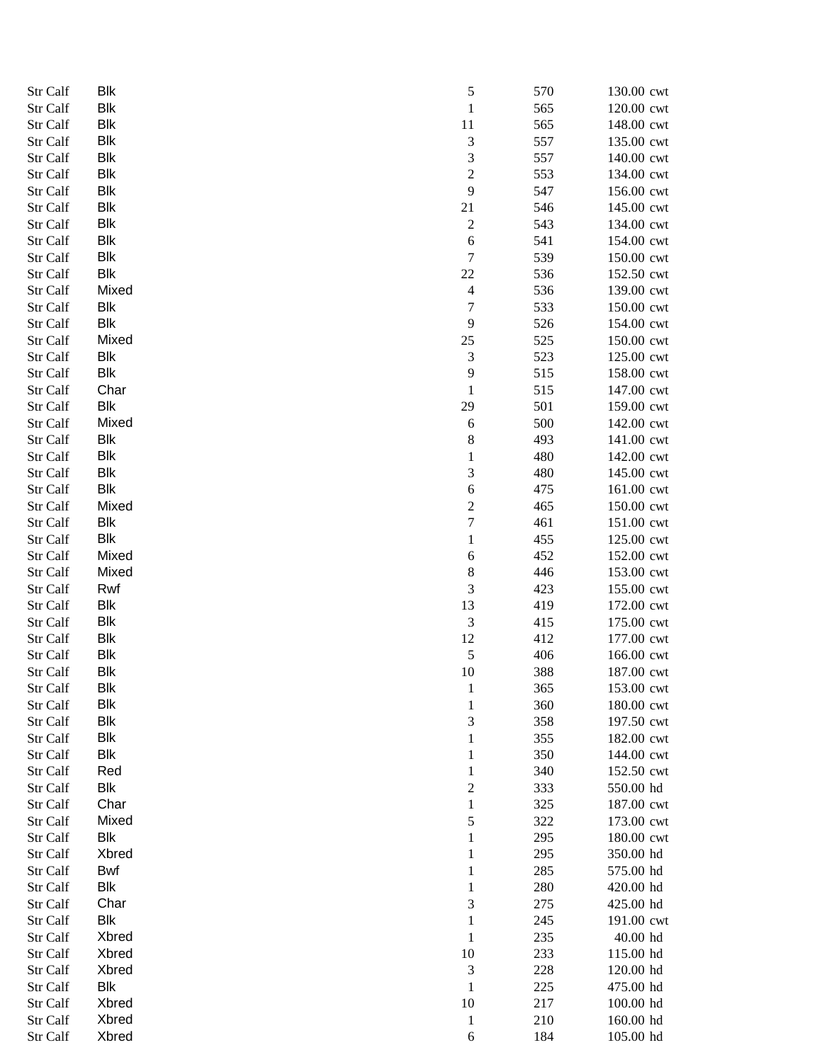| | | | | | |
|---|---|---|---|---|---|
| Str Calf | Blk | 5 | 570 | 130.00 | cwt |
| Str Calf | Blk | 1 | 565 | 120.00 | cwt |
| Str Calf | Blk | 11 | 565 | 148.00 | cwt |
| Str Calf | Blk | 3 | 557 | 135.00 | cwt |
| Str Calf | Blk | 3 | 557 | 140.00 | cwt |
| Str Calf | Blk | 2 | 553 | 134.00 | cwt |
| Str Calf | Blk | 9 | 547 | 156.00 | cwt |
| Str Calf | Blk | 21 | 546 | 145.00 | cwt |
| Str Calf | Blk | 2 | 543 | 134.00 | cwt |
| Str Calf | Blk | 6 | 541 | 154.00 | cwt |
| Str Calf | Blk | 7 | 539 | 150.00 | cwt |
| Str Calf | Blk | 22 | 536 | 152.50 | cwt |
| Str Calf | Mixed | 4 | 536 | 139.00 | cwt |
| Str Calf | Blk | 7 | 533 | 150.00 | cwt |
| Str Calf | Blk | 9 | 526 | 154.00 | cwt |
| Str Calf | Mixed | 25 | 525 | 150.00 | cwt |
| Str Calf | Blk | 3 | 523 | 125.00 | cwt |
| Str Calf | Blk | 9 | 515 | 158.00 | cwt |
| Str Calf | Char | 1 | 515 | 147.00 | cwt |
| Str Calf | Blk | 29 | 501 | 159.00 | cwt |
| Str Calf | Mixed | 6 | 500 | 142.00 | cwt |
| Str Calf | Blk | 8 | 493 | 141.00 | cwt |
| Str Calf | Blk | 1 | 480 | 142.00 | cwt |
| Str Calf | Blk | 3 | 480 | 145.00 | cwt |
| Str Calf | Blk | 6 | 475 | 161.00 | cwt |
| Str Calf | Mixed | 2 | 465 | 150.00 | cwt |
| Str Calf | Blk | 7 | 461 | 151.00 | cwt |
| Str Calf | Blk | 1 | 455 | 125.00 | cwt |
| Str Calf | Mixed | 6 | 452 | 152.00 | cwt |
| Str Calf | Mixed | 8 | 446 | 153.00 | cwt |
| Str Calf | Rwf | 3 | 423 | 155.00 | cwt |
| Str Calf | Blk | 13 | 419 | 172.00 | cwt |
| Str Calf | Blk | 3 | 415 | 175.00 | cwt |
| Str Calf | Blk | 12 | 412 | 177.00 | cwt |
| Str Calf | Blk | 5 | 406 | 166.00 | cwt |
| Str Calf | Blk | 10 | 388 | 187.00 | cwt |
| Str Calf | Blk | 1 | 365 | 153.00 | cwt |
| Str Calf | Blk | 1 | 360 | 180.00 | cwt |
| Str Calf | Blk | 3 | 358 | 197.50 | cwt |
| Str Calf | Blk | 1 | 355 | 182.00 | cwt |
| Str Calf | Blk | 1 | 350 | 144.00 | cwt |
| Str Calf | Red | 1 | 340 | 152.50 | cwt |
| Str Calf | Blk | 2 | 333 | 550.00 | hd |
| Str Calf | Char | 1 | 325 | 187.00 | cwt |
| Str Calf | Mixed | 5 | 322 | 173.00 | cwt |
| Str Calf | Blk | 1 | 295 | 180.00 | cwt |
| Str Calf | Xbred | 1 | 295 | 350.00 | hd |
| Str Calf | Bwf | 1 | 285 | 575.00 | hd |
| Str Calf | Blk | 1 | 280 | 420.00 | hd |
| Str Calf | Char | 3 | 275 | 425.00 | hd |
| Str Calf | Blk | 1 | 245 | 191.00 | cwt |
| Str Calf | Xbred | 1 | 235 | 40.00 | hd |
| Str Calf | Xbred | 10 | 233 | 115.00 | hd |
| Str Calf | Xbred | 3 | 228 | 120.00 | hd |
| Str Calf | Blk | 1 | 225 | 475.00 | hd |
| Str Calf | Xbred | 10 | 217 | 100.00 | hd |
| Str Calf | Xbred | 1 | 210 | 160.00 | hd |
| Str Calf | Xbred | 6 | 184 | 105.00 | hd |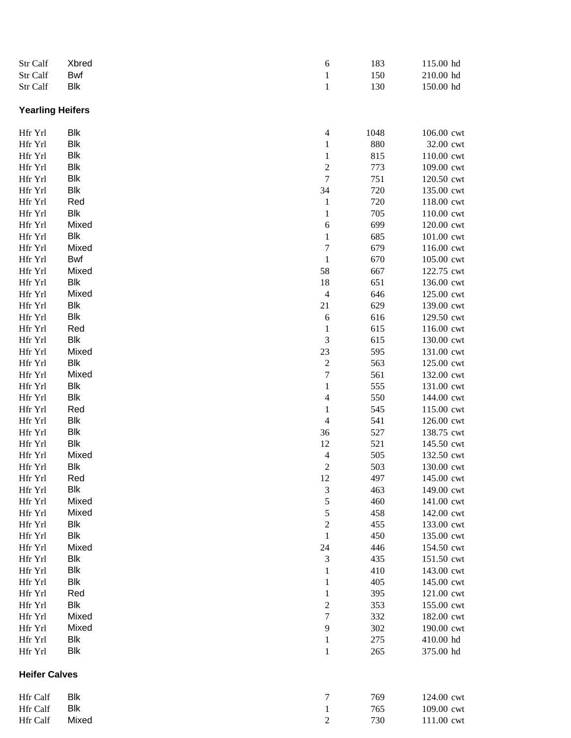| | | | | |
|---|---|---|---|---|
| Str Calf | Xbred | 6 | 183 | 115.00 hd |
| Str Calf | Bwf | 1 | 150 | 210.00 hd |
| Str Calf | Blk | 1 | 130 | 150.00 hd |

### Yearling Heifers

| | | | | |
|---|---|---|---|---|
| Hfr Yrl | Blk | 4 | 1048 | 106.00 cwt |
| Hfr Yrl | Blk | 1 | 880 | 32.00 cwt |
| Hfr Yrl | Blk | 1 | 815 | 110.00 cwt |
| Hfr Yrl | Blk | 2 | 773 | 109.00 cwt |
| Hfr Yrl | Blk | 7 | 751 | 120.50 cwt |
| Hfr Yrl | Blk | 34 | 720 | 135.00 cwt |
| Hfr Yrl | Red | 1 | 720 | 118.00 cwt |
| Hfr Yrl | Blk | 1 | 705 | 110.00 cwt |
| Hfr Yrl | Mixed | 6 | 699 | 120.00 cwt |
| Hfr Yrl | Blk | 1 | 685 | 101.00 cwt |
| Hfr Yrl | Mixed | 7 | 679 | 116.00 cwt |
| Hfr Yrl | Bwf | 1 | 670 | 105.00 cwt |
| Hfr Yrl | Mixed | 58 | 667 | 122.75 cwt |
| Hfr Yrl | Blk | 18 | 651 | 136.00 cwt |
| Hfr Yrl | Mixed | 4 | 646 | 125.00 cwt |
| Hfr Yrl | Blk | 21 | 629 | 139.00 cwt |
| Hfr Yrl | Blk | 6 | 616 | 129.50 cwt |
| Hfr Yrl | Red | 1 | 615 | 116.00 cwt |
| Hfr Yrl | Blk | 3 | 615 | 130.00 cwt |
| Hfr Yrl | Mixed | 23 | 595 | 131.00 cwt |
| Hfr Yrl | Blk | 2 | 563 | 125.00 cwt |
| Hfr Yrl | Mixed | 7 | 561 | 132.00 cwt |
| Hfr Yrl | Blk | 1 | 555 | 131.00 cwt |
| Hfr Yrl | Blk | 4 | 550 | 144.00 cwt |
| Hfr Yrl | Red | 1 | 545 | 115.00 cwt |
| Hfr Yrl | Blk | 4 | 541 | 126.00 cwt |
| Hfr Yrl | Blk | 36 | 527 | 138.75 cwt |
| Hfr Yrl | Blk | 12 | 521 | 145.50 cwt |
| Hfr Yrl | Mixed | 4 | 505 | 132.50 cwt |
| Hfr Yrl | Blk | 2 | 503 | 130.00 cwt |
| Hfr Yrl | Red | 12 | 497 | 145.00 cwt |
| Hfr Yrl | Blk | 3 | 463 | 149.00 cwt |
| Hfr Yrl | Mixed | 5 | 460 | 141.00 cwt |
| Hfr Yrl | Mixed | 5 | 458 | 142.00 cwt |
| Hfr Yrl | Blk | 2 | 455 | 133.00 cwt |
| Hfr Yrl | Blk | 1 | 450 | 135.00 cwt |
| Hfr Yrl | Mixed | 24 | 446 | 154.50 cwt |
| Hfr Yrl | Blk | 3 | 435 | 151.50 cwt |
| Hfr Yrl | Blk | 1 | 410 | 143.00 cwt |
| Hfr Yrl | Blk | 1 | 405 | 145.00 cwt |
| Hfr Yrl | Red | 1 | 395 | 121.00 cwt |
| Hfr Yrl | Blk | 2 | 353 | 155.00 cwt |
| Hfr Yrl | Mixed | 7 | 332 | 182.00 cwt |
| Hfr Yrl | Mixed | 9 | 302 | 190.00 cwt |
| Hfr Yrl | Blk | 1 | 275 | 410.00 hd |
| Hfr Yrl | Blk | 1 | 265 | 375.00 hd |

### Heifer Calves

| | | | | |
|---|---|---|---|---|
| Hfr Calf | Blk | 7 | 769 | 124.00 cwt |
| Hfr Calf | Blk | 1 | 765 | 109.00 cwt |
| Hfr Calf | Mixed | 2 | 730 | 111.00 cwt |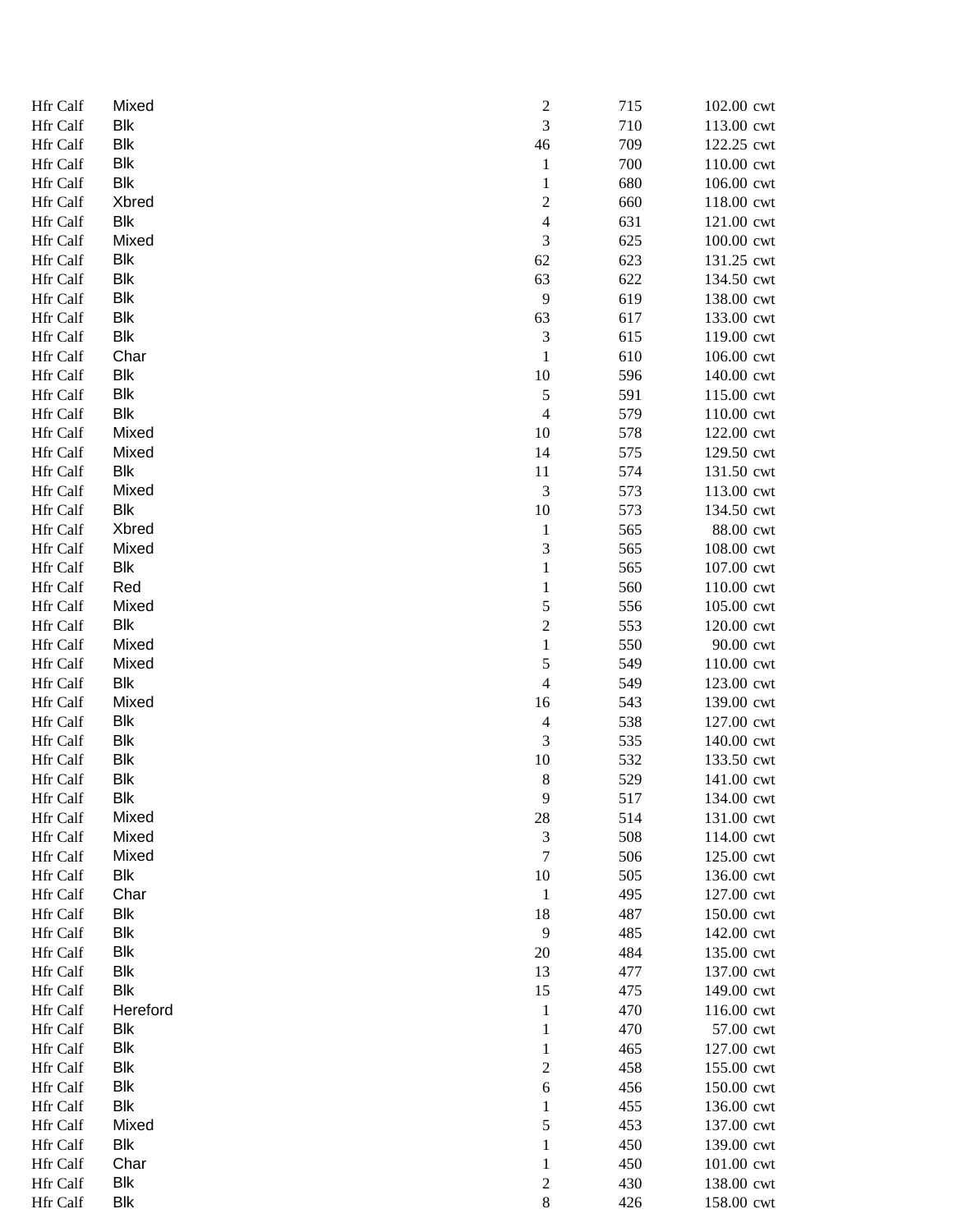| | | | | |
|---|---|---|---|---|
| Hfr Calf | Mixed | 2 | 715 | 102.00 cwt |
| Hfr Calf | Blk | 3 | 710 | 113.00 cwt |
| Hfr Calf | Blk | 46 | 709 | 122.25 cwt |
| Hfr Calf | Blk | 1 | 700 | 110.00 cwt |
| Hfr Calf | Blk | 1 | 680 | 106.00 cwt |
| Hfr Calf | Xbred | 2 | 660 | 118.00 cwt |
| Hfr Calf | Blk | 4 | 631 | 121.00 cwt |
| Hfr Calf | Mixed | 3 | 625 | 100.00 cwt |
| Hfr Calf | Blk | 62 | 623 | 131.25 cwt |
| Hfr Calf | Blk | 63 | 622 | 134.50 cwt |
| Hfr Calf | Blk | 9 | 619 | 138.00 cwt |
| Hfr Calf | Blk | 63 | 617 | 133.00 cwt |
| Hfr Calf | Blk | 3 | 615 | 119.00 cwt |
| Hfr Calf | Char | 1 | 610 | 106.00 cwt |
| Hfr Calf | Blk | 10 | 596 | 140.00 cwt |
| Hfr Calf | Blk | 5 | 591 | 115.00 cwt |
| Hfr Calf | Blk | 4 | 579 | 110.00 cwt |
| Hfr Calf | Mixed | 10 | 578 | 122.00 cwt |
| Hfr Calf | Mixed | 14 | 575 | 129.50 cwt |
| Hfr Calf | Blk | 11 | 574 | 131.50 cwt |
| Hfr Calf | Mixed | 3 | 573 | 113.00 cwt |
| Hfr Calf | Blk | 10 | 573 | 134.50 cwt |
| Hfr Calf | Xbred | 1 | 565 | 88.00 cwt |
| Hfr Calf | Mixed | 3 | 565 | 108.00 cwt |
| Hfr Calf | Blk | 1 | 565 | 107.00 cwt |
| Hfr Calf | Red | 1 | 560 | 110.00 cwt |
| Hfr Calf | Mixed | 5 | 556 | 105.00 cwt |
| Hfr Calf | Blk | 2 | 553 | 120.00 cwt |
| Hfr Calf | Mixed | 1 | 550 | 90.00 cwt |
| Hfr Calf | Mixed | 5 | 549 | 110.00 cwt |
| Hfr Calf | Blk | 4 | 549 | 123.00 cwt |
| Hfr Calf | Mixed | 16 | 543 | 139.00 cwt |
| Hfr Calf | Blk | 4 | 538 | 127.00 cwt |
| Hfr Calf | Blk | 3 | 535 | 140.00 cwt |
| Hfr Calf | Blk | 10 | 532 | 133.50 cwt |
| Hfr Calf | Blk | 8 | 529 | 141.00 cwt |
| Hfr Calf | Blk | 9 | 517 | 134.00 cwt |
| Hfr Calf | Mixed | 28 | 514 | 131.00 cwt |
| Hfr Calf | Mixed | 3 | 508 | 114.00 cwt |
| Hfr Calf | Mixed | 7 | 506 | 125.00 cwt |
| Hfr Calf | Blk | 10 | 505 | 136.00 cwt |
| Hfr Calf | Char | 1 | 495 | 127.00 cwt |
| Hfr Calf | Blk | 18 | 487 | 150.00 cwt |
| Hfr Calf | Blk | 9 | 485 | 142.00 cwt |
| Hfr Calf | Blk | 20 | 484 | 135.00 cwt |
| Hfr Calf | Blk | 13 | 477 | 137.00 cwt |
| Hfr Calf | Blk | 15 | 475 | 149.00 cwt |
| Hfr Calf | Hereford | 1 | 470 | 116.00 cwt |
| Hfr Calf | Blk | 1 | 470 | 57.00 cwt |
| Hfr Calf | Blk | 1 | 465 | 127.00 cwt |
| Hfr Calf | Blk | 2 | 458 | 155.00 cwt |
| Hfr Calf | Blk | 6 | 456 | 150.00 cwt |
| Hfr Calf | Blk | 1 | 455 | 136.00 cwt |
| Hfr Calf | Mixed | 5 | 453 | 137.00 cwt |
| Hfr Calf | Blk | 1 | 450 | 139.00 cwt |
| Hfr Calf | Char | 1 | 450 | 101.00 cwt |
| Hfr Calf | Blk | 2 | 430 | 138.00 cwt |
| Hfr Calf | Blk | 8 | 426 | 158.00 cwt |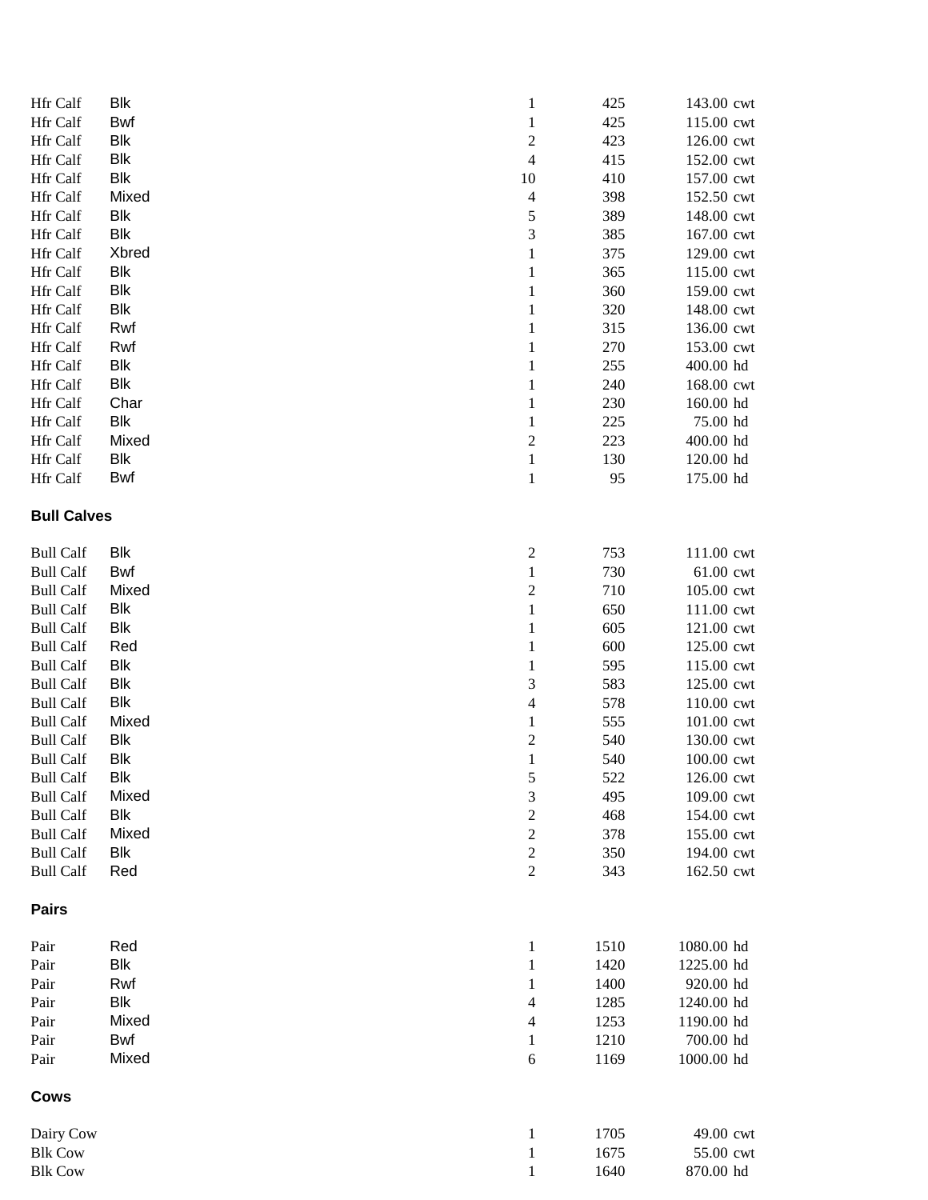| | | | | |
|---|---|---|---|---|
| Hfr Calf | Blk | 1 | 425 | 143.00 cwt |
| Hfr Calf | Bwf | 1 | 425 | 115.00 cwt |
| Hfr Calf | Blk | 2 | 423 | 126.00 cwt |
| Hfr Calf | Blk | 4 | 415 | 152.00 cwt |
| Hfr Calf | Blk | 10 | 410 | 157.00 cwt |
| Hfr Calf | Mixed | 4 | 398 | 152.50 cwt |
| Hfr Calf | Blk | 5 | 389 | 148.00 cwt |
| Hfr Calf | Blk | 3 | 385 | 167.00 cwt |
| Hfr Calf | Xbred | 1 | 375 | 129.00 cwt |
| Hfr Calf | Blk | 1 | 365 | 115.00 cwt |
| Hfr Calf | Blk | 1 | 360 | 159.00 cwt |
| Hfr Calf | Blk | 1 | 320 | 148.00 cwt |
| Hfr Calf | Rwf | 1 | 315 | 136.00 cwt |
| Hfr Calf | Rwf | 1 | 270 | 153.00 cwt |
| Hfr Calf | Blk | 1 | 255 | 400.00 hd |
| Hfr Calf | Blk | 1 | 240 | 168.00 cwt |
| Hfr Calf | Char | 1 | 230 | 160.00 hd |
| Hfr Calf | Blk | 1 | 225 | 75.00 hd |
| Hfr Calf | Mixed | 2 | 223 | 400.00 hd |
| Hfr Calf | Blk | 1 | 130 | 120.00 hd |
| Hfr Calf | Bwf | 1 | 95 | 175.00 hd |

**Bull Calves**

| | | | | |
|---|---|---|---|---|
| Bull Calf | Blk | 2 | 753 | 111.00 cwt |
| Bull Calf | Bwf | 1 | 730 | 61.00 cwt |
| Bull Calf | Mixed | 2 | 710 | 105.00 cwt |
| Bull Calf | Blk | 1 | 650 | 111.00 cwt |
| Bull Calf | Blk | 1 | 605 | 121.00 cwt |
| Bull Calf | Red | 1 | 600 | 125.00 cwt |
| Bull Calf | Blk | 1 | 595 | 115.00 cwt |
| Bull Calf | Blk | 3 | 583 | 125.00 cwt |
| Bull Calf | Blk | 4 | 578 | 110.00 cwt |
| Bull Calf | Mixed | 1 | 555 | 101.00 cwt |
| Bull Calf | Blk | 2 | 540 | 130.00 cwt |
| Bull Calf | Blk | 1 | 540 | 100.00 cwt |
| Bull Calf | Blk | 5 | 522 | 126.00 cwt |
| Bull Calf | Mixed | 3 | 495 | 109.00 cwt |
| Bull Calf | Blk | 2 | 468 | 154.00 cwt |
| Bull Calf | Mixed | 2 | 378 | 155.00 cwt |
| Bull Calf | Blk | 2 | 350 | 194.00 cwt |
| Bull Calf | Red | 2 | 343 | 162.50 cwt |

**Pairs**

| | | | | |
|---|---|---|---|---|
| Pair | Red | 1 | 1510 | 1080.00 hd |
| Pair | Blk | 1 | 1420 | 1225.00 hd |
| Pair | Rwf | 1 | 1400 | 920.00 hd |
| Pair | Blk | 4 | 1285 | 1240.00 hd |
| Pair | Mixed | 4 | 1253 | 1190.00 hd |
| Pair | Bwf | 1 | 1210 | 700.00 hd |
| Pair | Mixed | 6 | 1169 | 1000.00 hd |

**Cows**

| | | | | |
|---|---|---|---|---|
| Dairy Cow | | 1 | 1705 | 49.00 cwt |
| Blk Cow | | 1 | 1675 | 55.00 cwt |
| Blk Cow | | 1 | 1640 | 870.00 hd |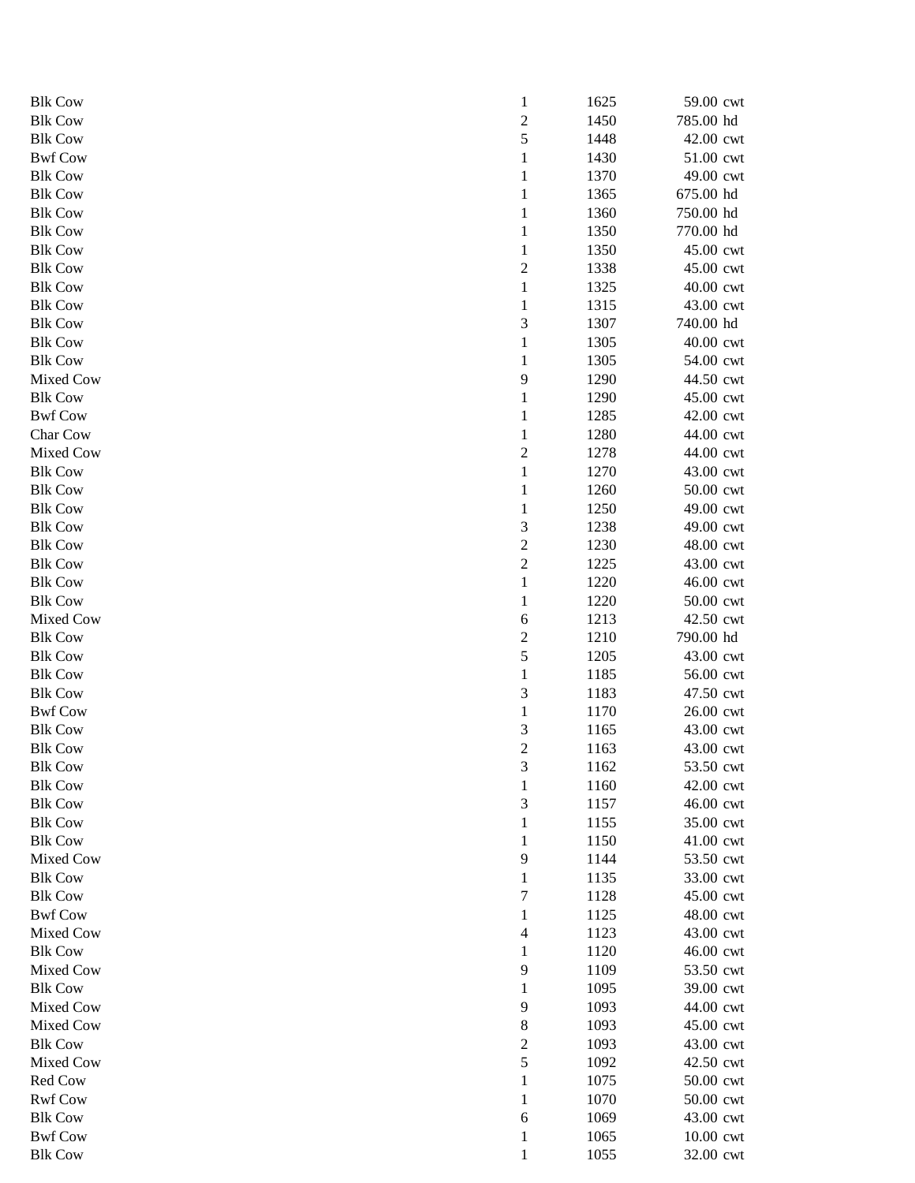| | | | |
|---|---|---|---|
| Blk Cow | 1 | 1625 | 59.00 cwt |
| Blk Cow | 2 | 1450 | 785.00 hd |
| Blk Cow | 5 | 1448 | 42.00 cwt |
| Bwf Cow | 1 | 1430 | 51.00 cwt |
| Blk Cow | 1 | 1370 | 49.00 cwt |
| Blk Cow | 1 | 1365 | 675.00 hd |
| Blk Cow | 1 | 1360 | 750.00 hd |
| Blk Cow | 1 | 1350 | 770.00 hd |
| Blk Cow | 1 | 1350 | 45.00 cwt |
| Blk Cow | 2 | 1338 | 45.00 cwt |
| Blk Cow | 1 | 1325 | 40.00 cwt |
| Blk Cow | 1 | 1315 | 43.00 cwt |
| Blk Cow | 3 | 1307 | 740.00 hd |
| Blk Cow | 1 | 1305 | 40.00 cwt |
| Blk Cow | 1 | 1305 | 54.00 cwt |
| Mixed Cow | 9 | 1290 | 44.50 cwt |
| Blk Cow | 1 | 1290 | 45.00 cwt |
| Bwf Cow | 1 | 1285 | 42.00 cwt |
| Char Cow | 1 | 1280 | 44.00 cwt |
| Mixed Cow | 2 | 1278 | 44.00 cwt |
| Blk Cow | 1 | 1270 | 43.00 cwt |
| Blk Cow | 1 | 1260 | 50.00 cwt |
| Blk Cow | 1 | 1250 | 49.00 cwt |
| Blk Cow | 3 | 1238 | 49.00 cwt |
| Blk Cow | 2 | 1230 | 48.00 cwt |
| Blk Cow | 2 | 1225 | 43.00 cwt |
| Blk Cow | 1 | 1220 | 46.00 cwt |
| Blk Cow | 1 | 1220 | 50.00 cwt |
| Mixed Cow | 6 | 1213 | 42.50 cwt |
| Blk Cow | 2 | 1210 | 790.00 hd |
| Blk Cow | 5 | 1205 | 43.00 cwt |
| Blk Cow | 1 | 1185 | 56.00 cwt |
| Blk Cow | 3 | 1183 | 47.50 cwt |
| Bwf Cow | 1 | 1170 | 26.00 cwt |
| Blk Cow | 3 | 1165 | 43.00 cwt |
| Blk Cow | 2 | 1163 | 43.00 cwt |
| Blk Cow | 3 | 1162 | 53.50 cwt |
| Blk Cow | 1 | 1160 | 42.00 cwt |
| Blk Cow | 3 | 1157 | 46.00 cwt |
| Blk Cow | 1 | 1155 | 35.00 cwt |
| Blk Cow | 1 | 1150 | 41.00 cwt |
| Mixed Cow | 9 | 1144 | 53.50 cwt |
| Blk Cow | 1 | 1135 | 33.00 cwt |
| Blk Cow | 7 | 1128 | 45.00 cwt |
| Bwf Cow | 1 | 1125 | 48.00 cwt |
| Mixed Cow | 4 | 1123 | 43.00 cwt |
| Blk Cow | 1 | 1120 | 46.00 cwt |
| Mixed Cow | 9 | 1109 | 53.50 cwt |
| Blk Cow | 1 | 1095 | 39.00 cwt |
| Mixed Cow | 9 | 1093 | 44.00 cwt |
| Mixed Cow | 8 | 1093 | 45.00 cwt |
| Blk Cow | 2 | 1093 | 43.00 cwt |
| Mixed Cow | 5 | 1092 | 42.50 cwt |
| Red Cow | 1 | 1075 | 50.00 cwt |
| Rwf Cow | 1 | 1070 | 50.00 cwt |
| Blk Cow | 6 | 1069 | 43.00 cwt |
| Bwf Cow | 1 | 1065 | 10.00 cwt |
| Blk Cow | 1 | 1055 | 32.00 cwt |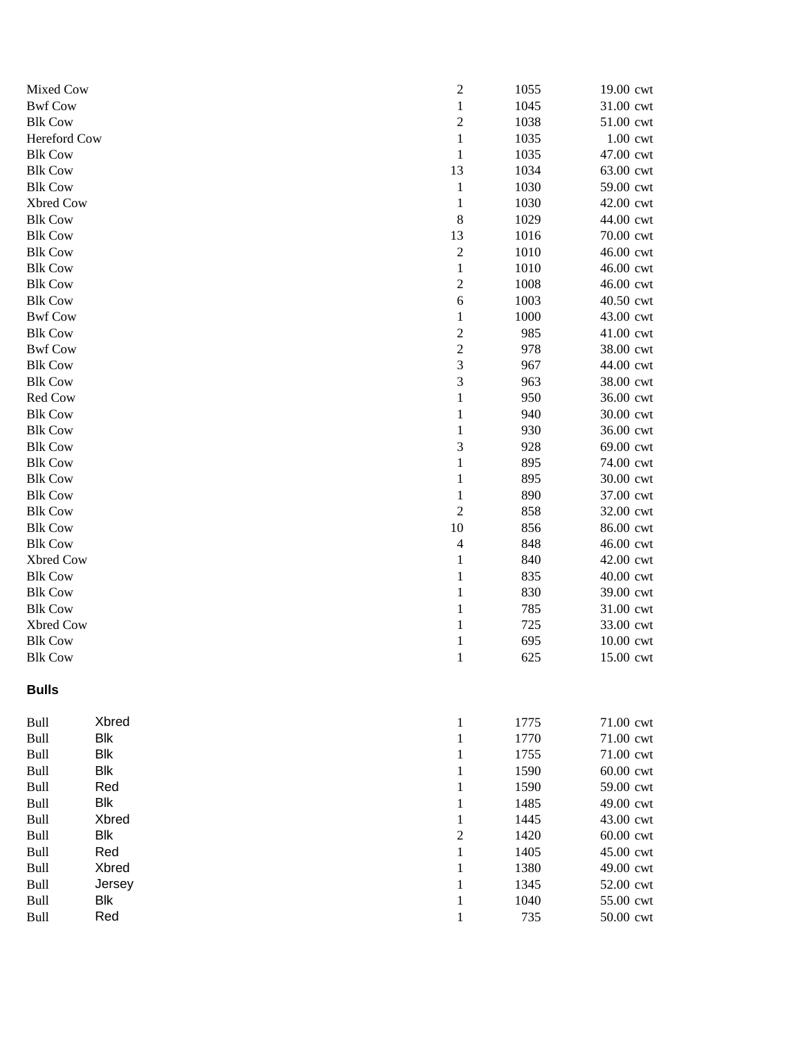| | | | |
|---|---|---|---|
| Mixed Cow | 2 | 1055 | 19.00 cwt |
| Bwf Cow | 1 | 1045 | 31.00 cwt |
| Blk Cow | 2 | 1038 | 51.00 cwt |
| Hereford Cow | 1 | 1035 | 1.00 cwt |
| Blk Cow | 1 | 1035 | 47.00 cwt |
| Blk Cow | 13 | 1034 | 63.00 cwt |
| Blk Cow | 1 | 1030 | 59.00 cwt |
| Xbred Cow | 1 | 1030 | 42.00 cwt |
| Blk Cow | 8 | 1029 | 44.00 cwt |
| Blk Cow | 13 | 1016 | 70.00 cwt |
| Blk Cow | 2 | 1010 | 46.00 cwt |
| Blk Cow | 1 | 1010 | 46.00 cwt |
| Blk Cow | 2 | 1008 | 46.00 cwt |
| Blk Cow | 6 | 1003 | 40.50 cwt |
| Bwf Cow | 1 | 1000 | 43.00 cwt |
| Blk Cow | 2 | 985 | 41.00 cwt |
| Bwf Cow | 2 | 978 | 38.00 cwt |
| Blk Cow | 3 | 967 | 44.00 cwt |
| Blk Cow | 3 | 963 | 38.00 cwt |
| Red Cow | 1 | 950 | 36.00 cwt |
| Blk Cow | 1 | 940 | 30.00 cwt |
| Blk Cow | 1 | 930 | 36.00 cwt |
| Blk Cow | 3 | 928 | 69.00 cwt |
| Blk Cow | 1 | 895 | 74.00 cwt |
| Blk Cow | 1 | 895 | 30.00 cwt |
| Blk Cow | 1 | 890 | 37.00 cwt |
| Blk Cow | 2 | 858 | 32.00 cwt |
| Blk Cow | 10 | 856 | 86.00 cwt |
| Blk Cow | 4 | 848 | 46.00 cwt |
| Xbred Cow | 1 | 840 | 42.00 cwt |
| Blk Cow | 1 | 835 | 40.00 cwt |
| Blk Cow | 1 | 830 | 39.00 cwt |
| Blk Cow | 1 | 785 | 31.00 cwt |
| Xbred Cow | 1 | 725 | 33.00 cwt |
| Blk Cow | 1 | 695 | 10.00 cwt |
| Blk Cow | 1 | 625 | 15.00 cwt |

**Bulls**

| | | | | |
|---|---|---|---|---|
| Bull | Xbred | 1 | 1775 | 71.00 cwt |
| Bull | Blk | 1 | 1770 | 71.00 cwt |
| Bull | Blk | 1 | 1755 | 71.00 cwt |
| Bull | Blk | 1 | 1590 | 60.00 cwt |
| Bull | Red | 1 | 1590 | 59.00 cwt |
| Bull | Blk | 1 | 1485 | 49.00 cwt |
| Bull | Xbred | 1 | 1445 | 43.00 cwt |
| Bull | Blk | 2 | 1420 | 60.00 cwt |
| Bull | Red | 1 | 1405 | 45.00 cwt |
| Bull | Xbred | 1 | 1380 | 49.00 cwt |
| Bull | Jersey | 1 | 1345 | 52.00 cwt |
| Bull | Blk | 1 | 1040 | 55.00 cwt |
| Bull | Red | 1 | 735 | 50.00 cwt |